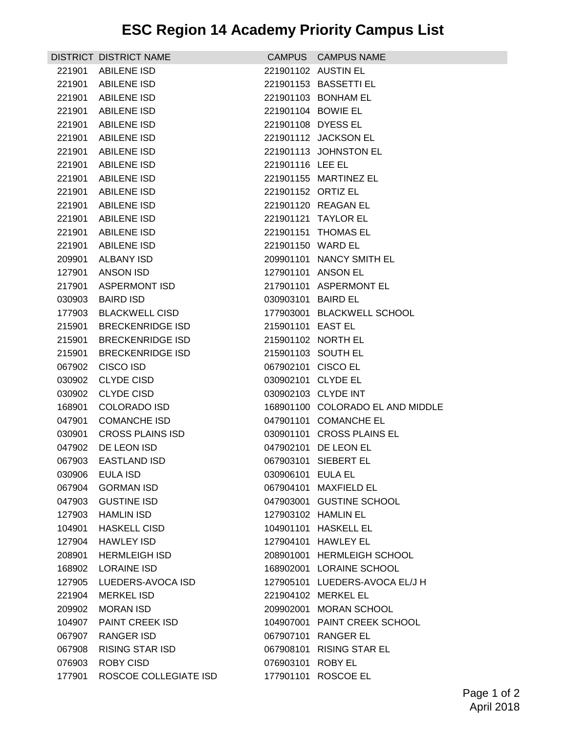# ESC Region 14 Academy Priority Campus List

| DISTRICT | DISTRICT NAME | CAMPUS | CAMPUS NAME |
|---|---|---|---|
| 221901 | ABILENE ISD | 221901102 | AUSTIN EL |
| 221901 | ABILENE ISD | 221901153 | BASSETTI EL |
| 221901 | ABILENE ISD | 221901103 | BONHAM EL |
| 221901 | ABILENE ISD | 221901104 | BOWIE EL |
| 221901 | ABILENE ISD | 221901108 | DYESS EL |
| 221901 | ABILENE ISD | 221901112 | JACKSON EL |
| 221901 | ABILENE ISD | 221901113 | JOHNSTON EL |
| 221901 | ABILENE ISD | 221901116 | LEE EL |
| 221901 | ABILENE ISD | 221901155 | MARTINEZ EL |
| 221901 | ABILENE ISD | 221901152 | ORTIZ EL |
| 221901 | ABILENE ISD | 221901120 | REAGAN EL |
| 221901 | ABILENE ISD | 221901121 | TAYLOR EL |
| 221901 | ABILENE ISD | 221901151 | THOMAS EL |
| 221901 | ABILENE ISD | 221901150 | WARD EL |
| 209901 | ALBANY ISD | 209901101 | NANCY SMITH EL |
| 127901 | ANSON ISD | 127901101 | ANSON EL |
| 217901 | ASPERMONT ISD | 217901101 | ASPERMONT EL |
| 030903 | BAIRD ISD | 030903101 | BAIRD EL |
| 177903 | BLACKWELL CISD | 177903001 | BLACKWELL SCHOOL |
| 215901 | BRECKENRIDGE ISD | 215901101 | EAST EL |
| 215901 | BRECKENRIDGE ISD | 215901102 | NORTH EL |
| 215901 | BRECKENRIDGE ISD | 215901103 | SOUTH EL |
| 067902 | CISCO ISD | 067902101 | CISCO EL |
| 030902 | CLYDE CISD | 030902101 | CLYDE EL |
| 030902 | CLYDE CISD | 030902103 | CLYDE INT |
| 168901 | COLORADO ISD | 168901100 | COLORADO EL AND MIDDLE |
| 047901 | COMANCHE ISD | 047901101 | COMANCHE EL |
| 030901 | CROSS PLAINS ISD | 030901101 | CROSS PLAINS EL |
| 047902 | DE LEON ISD | 047902101 | DE LEON EL |
| 067903 | EASTLAND ISD | 067903101 | SIEBERT EL |
| 030906 | EULA ISD | 030906101 | EULA EL |
| 067904 | GORMAN ISD | 067904101 | MAXFIELD EL |
| 047903 | GUSTINE ISD | 047903001 | GUSTINE SCHOOL |
| 127903 | HAMLIN ISD | 127903102 | HAMLIN EL |
| 104901 | HASKELL CISD | 104901101 | HASKELL EL |
| 127904 | HAWLEY ISD | 127904101 | HAWLEY EL |
| 208901 | HERMLEIGH ISD | 208901001 | HERMLEIGH SCHOOL |
| 168902 | LORAINE ISD | 168902001 | LORAINE SCHOOL |
| 127905 | LUEDERS-AVOCA ISD | 127905101 | LUEDERS-AVOCA EL/J H |
| 221904 | MERKEL ISD | 221904102 | MERKEL EL |
| 209902 | MORAN ISD | 209902001 | MORAN SCHOOL |
| 104907 | PAINT CREEK ISD | 104907001 | PAINT CREEK SCHOOL |
| 067907 | RANGER ISD | 067907101 | RANGER EL |
| 067908 | RISING STAR ISD | 067908101 | RISING STAR EL |
| 076903 | ROBY CISD | 076903101 | ROBY EL |
| 177901 | ROSCOE COLLEGIATE ISD | 177901101 | ROSCOE EL |

April 2018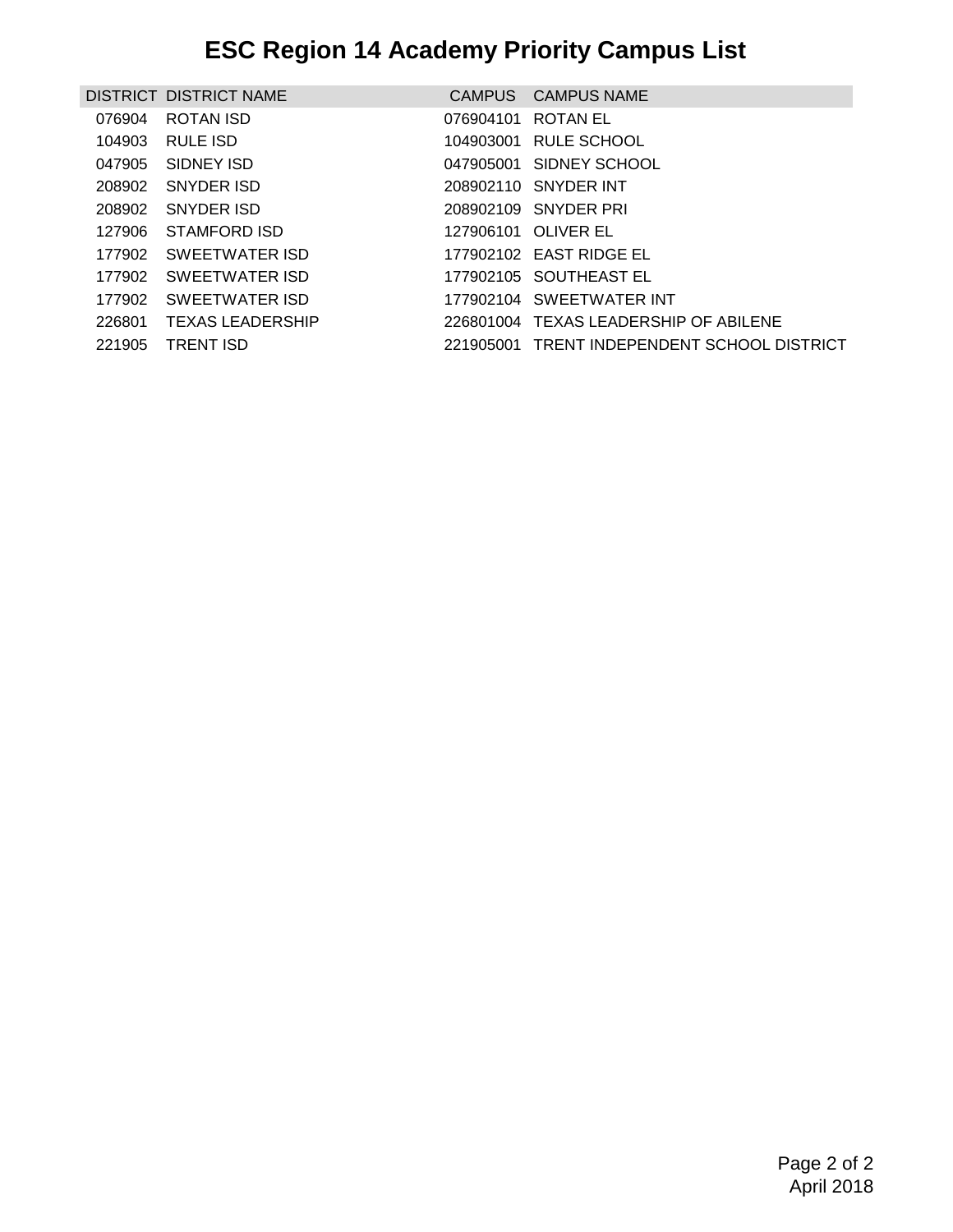# ESC Region 14 Academy Priority Campus List

| DISTRICT | DISTRICT NAME | CAMPUS | CAMPUS NAME |
|---|---|---|---|
| 076904 | ROTAN ISD | 076904101 | ROTAN EL |
| 104903 | RULE ISD | 104903001 | RULE SCHOOL |
| 047905 | SIDNEY ISD | 047905001 | SIDNEY SCHOOL |
| 208902 | SNYDER ISD | 208902110 | SNYDER INT |
| 208902 | SNYDER ISD | 208902109 | SNYDER PRI |
| 127906 | STAMFORD ISD | 127906101 | OLIVER EL |
| 177902 | SWEETWATER ISD | 177902102 | EAST RIDGE EL |
| 177902 | SWEETWATER ISD | 177902105 | SOUTHEAST EL |
| 177902 | SWEETWATER ISD | 177902104 | SWEETWATER INT |
| 226801 | TEXAS LEADERSHIP | 226801004 | TEXAS LEADERSHIP OF ABILENE |
| 221905 | TRENT ISD | 221905001 | TRENT INDEPENDENT SCHOOL DISTRICT |

April 2018